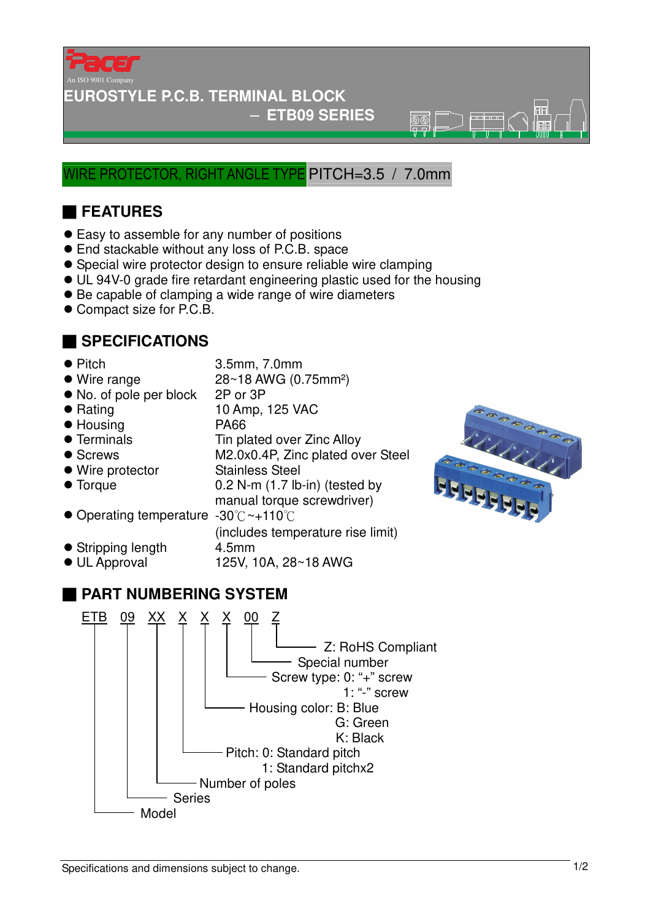Pacer

An ISO 9001 Company

# EUROSTYLE P.C.B. TERMINAL BLOCK
## – ETB09 SERIES

WIRE PROTECTOR, RIGHT ANGLE TYPE PITCH=3.5 / 7.0mm

## FEATURES

- Easy to assemble for any number of positions
- End stackable without any loss of P.C.B. space
- Special wire protector design to ensure reliable wire clamping
- UL 94V-0 grade fire retardant engineering plastic used for the housing
- Be capable of clamping a wide range of wire diameters
- Compact size for P.C.B.

## SPECIFICATIONS

- Pitch: 3.5mm, 7.0mm
- Wire range: 28~18 AWG (0.75mm²)
- No. of pole per block: 2P or 3P
- Rating: 10 Amp, 125 VAC
- Housing: PA66
- Terminals: Tin plated over Zinc Alloy
- Screws: M2.0x0.4P, Zinc plated over Steel
- Wire protector: Stainless Steel
- Torque: 0.2 N-m (1.7 lb-in) (tested by manual torque screwdriver)
- Operating temperature: -30℃~+110℃ (includes temperature rise limit)
- Stripping length: 4.5mm
- UL Approval: 125V, 10A, 28~18 AWG

## PART NUMBERING SYSTEM

ETB 09 XX X X X 00 Z

- Z: RoHS Compliant
- 00: Special number
- X: Screw type: 0: "+" screw; 1: "-" screw
- X: Housing color: B: Blue; G: Green; K: Black
- X: Pitch: 0: Standard pitch; 1: Standard pitchx2
- XX: Number of poles
- 09: Series
- ETB: Model

Specifications and dimensions subject to change.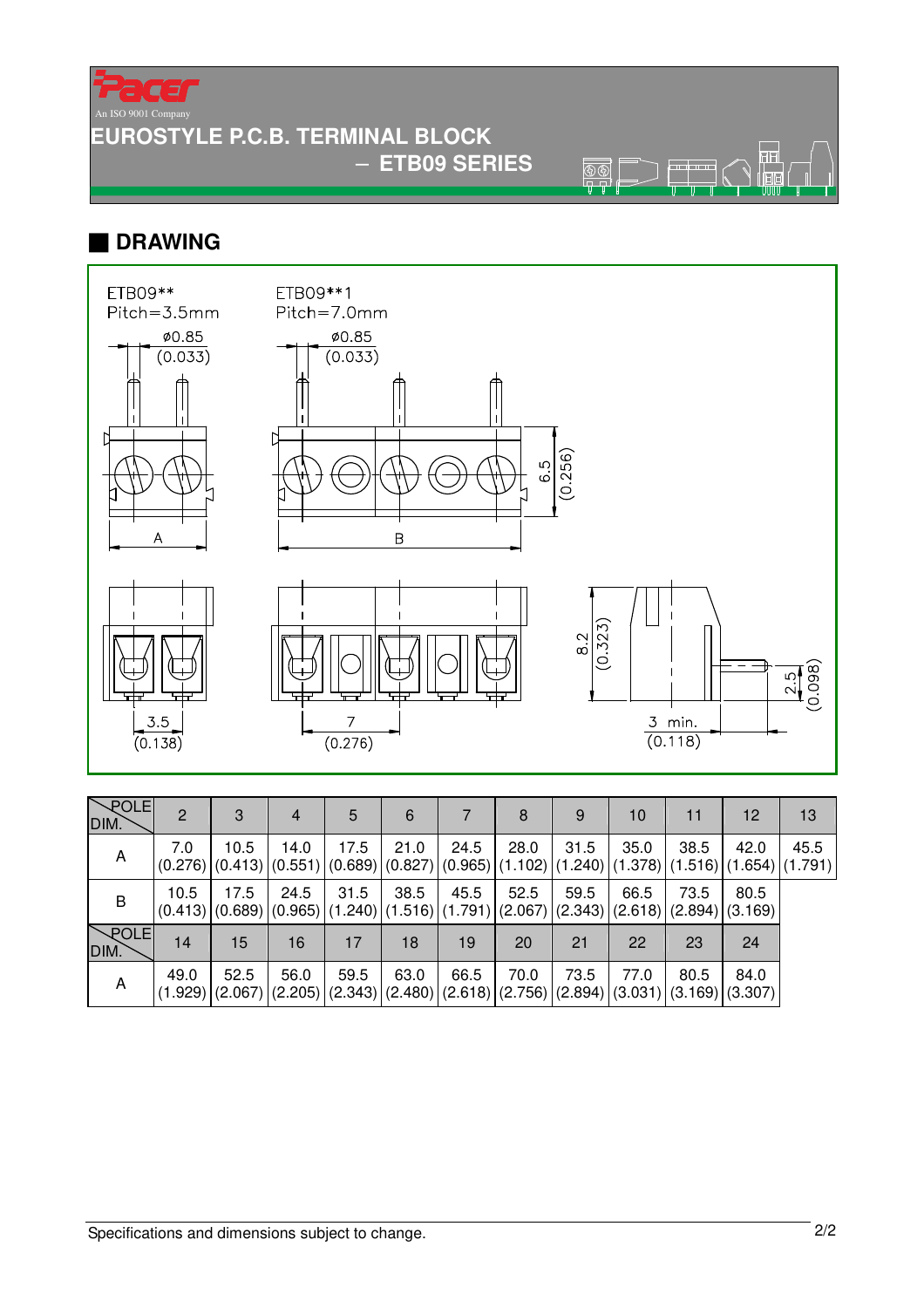# EUROSTYLE P.C.B. TERMINAL BLOCK

## – ETB09 SERIES

## DRAWING

ETB09**
Pitch=3.5mm
ø0.85
(0.033)
A
3.5
(0.138)

ETB09**1
Pitch=7.0mm
ø0.85
(0.033)
B
6.5
(0.256)
7
(0.276)

8.2
(0.323)
2.5
(0.098)
3 min.
(0.118)

| POLE / DIM. | 2 | 3 | 4 | 5 | 6 | 7 | 8 | 9 | 10 | 11 | 12 | 13 |
|---|---|---|---|---|---|---|---|---|---|---|---|---|
| A | 7.0 (0.276) | 10.5 (0.413) | 14.0 (0.551) | 17.5 (0.689) | 21.0 (0.827) | 24.5 (0.965) | 28.0 (1.102) | 31.5 (1.240) | 35.0 (1.378) | 38.5 (1.516) | 42.0 (1.654) | 45.5 (1.791) |
| B | 10.5 (0.413) | 17.5 (0.689) | 24.5 (0.965) | 31.5 (1.240) | 38.5 (1.516) | 45.5 (1.791) | 52.5 (2.067) | 59.5 (2.343) | 66.5 (2.618) | 73.5 (2.894) | 80.5 (3.169) | |
| **POLE / DIM.** | **14** | **15** | **16** | **17** | **18** | **19** | **20** | **21** | **22** | **23** | **24** | |
| A | 49.0 (1.929) | 52.5 (2.067) | 56.0 (2.205) | 59.5 (2.343) | 63.0 (2.480) | 66.5 (2.618) | 70.0 (2.756) | 73.5 (2.894) | 77.0 (3.031) | 80.5 (3.169) | 84.0 (3.307) | |

Specifications and dimensions subject to change.